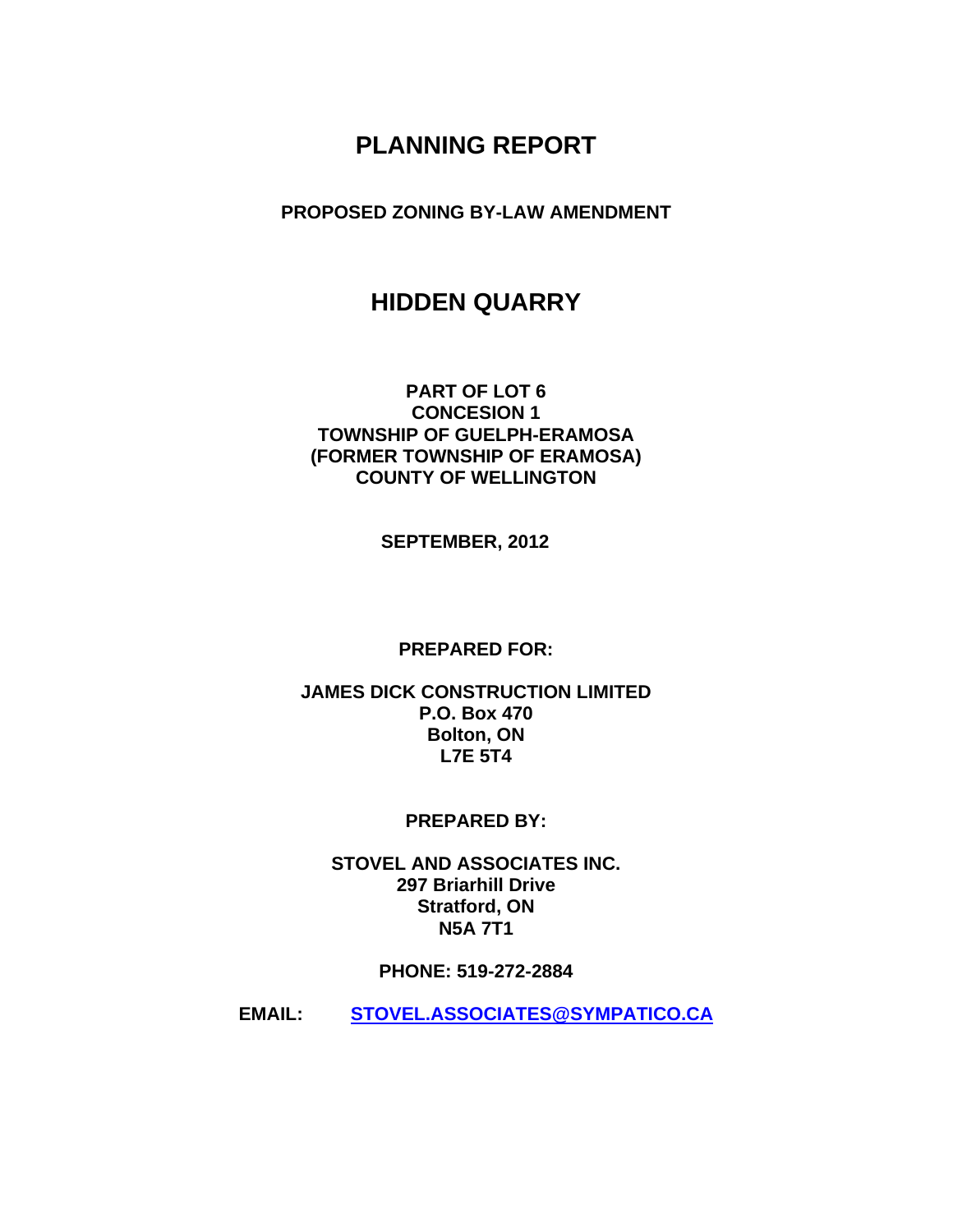# PLANNING REPORT

**PROPOSED ZONING BY-LAW AMENDMENT**

## HIDDEN QUARRY

**PART OF LOT 6**
**CONCESION 1**
**TOWNSHIP OF GUELPH-ERAMOSA**
**(FORMER TOWNSHIP OF ERAMOSA)**
**COUNTY OF WELLINGTON**

**SEPTEMBER, 2012**

**PREPARED FOR:**

**JAMES DICK CONSTRUCTION LIMITED**
**P.O. Box 470**
**Bolton, ON**
**L7E 5T4**

**PREPARED BY:**

**STOVEL AND ASSOCIATES INC.**
**297 Briarhill Drive**
**Stratford, ON**
**N5A 7T1**

**PHONE: 519-272-2884**

**EMAIL: STOVEL.ASSOCIATES@SYMPATICO.CA**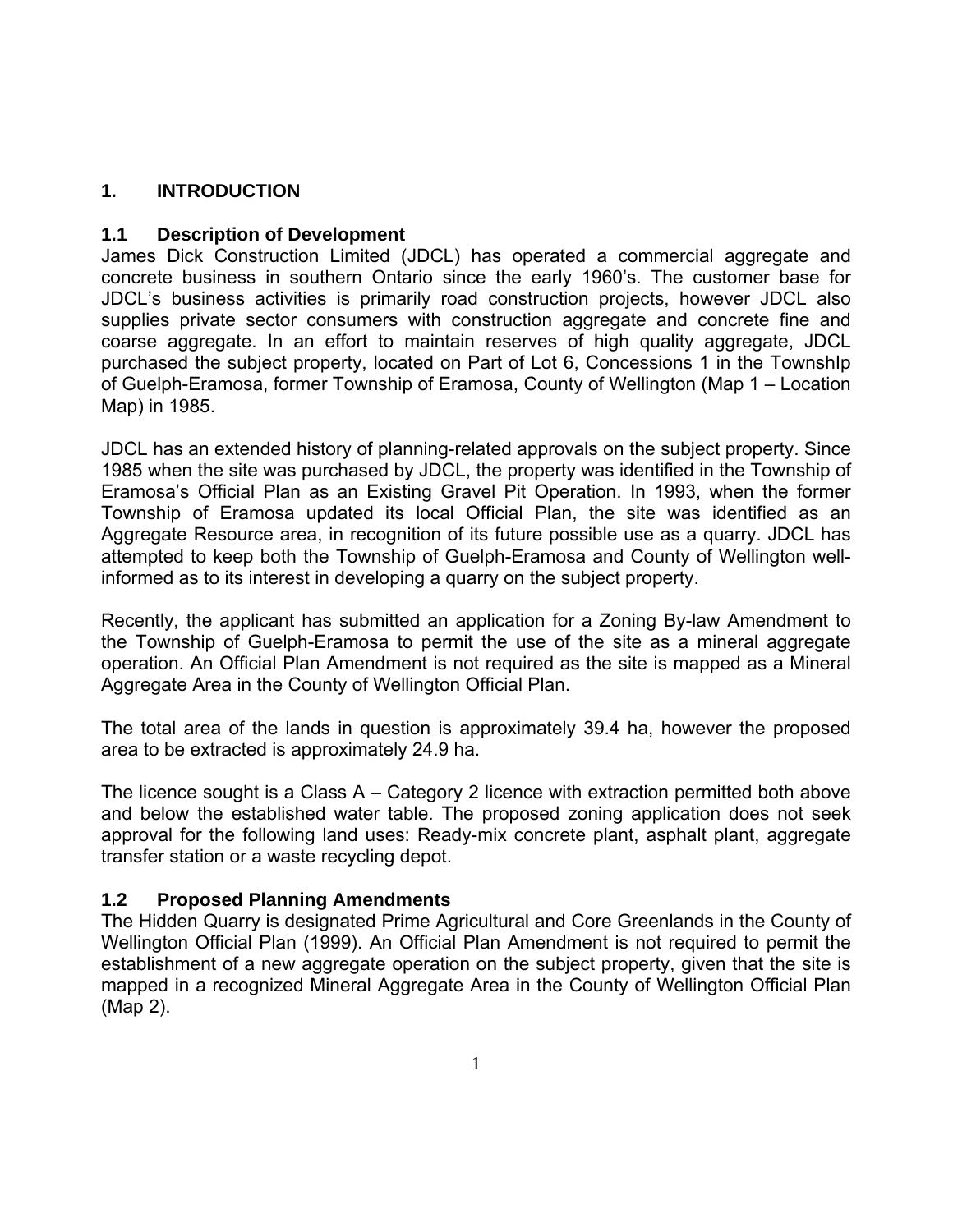# 1. INTRODUCTION

## 1.1 Description of Development

James Dick Construction Limited (JDCL) has operated a commercial aggregate and concrete business in southern Ontario since the early 1960's. The customer base for JDCL's business activities is primarily road construction projects, however JDCL also supplies private sector consumers with construction aggregate and concrete fine and coarse aggregate. In an effort to maintain reserves of high quality aggregate, JDCL purchased the subject property, located on Part of Lot 6, Concessions 1 in the TownshIp of Guelph-Eramosa, former Township of Eramosa, County of Wellington (Map 1 – Location Map) in 1985.

JDCL has an extended history of planning-related approvals on the subject property. Since 1985 when the site was purchased by JDCL, the property was identified in the Township of Eramosa's Official Plan as an Existing Gravel Pit Operation. In 1993, when the former Township of Eramosa updated its local Official Plan, the site was identified as an Aggregate Resource area, in recognition of its future possible use as a quarry. JDCL has attempted to keep both the Township of Guelph-Eramosa and County of Wellington well-informed as to its interest in developing a quarry on the subject property.

Recently, the applicant has submitted an application for a Zoning By-law Amendment to the Township of Guelph-Eramosa to permit the use of the site as a mineral aggregate operation. An Official Plan Amendment is not required as the site is mapped as a Mineral Aggregate Area in the County of Wellington Official Plan.

The total area of the lands in question is approximately 39.4 ha, however the proposed area to be extracted is approximately 24.9 ha.

The licence sought is a Class A – Category 2 licence with extraction permitted both above and below the established water table. The proposed zoning application does not seek approval for the following land uses: Ready-mix concrete plant, asphalt plant, aggregate transfer station or a waste recycling depot.

## 1.2 Proposed Planning Amendments

The Hidden Quarry is designated Prime Agricultural and Core Greenlands in the County of Wellington Official Plan (1999). An Official Plan Amendment is not required to permit the establishment of a new aggregate operation on the subject property, given that the site is mapped in a recognized Mineral Aggregate Area in the County of Wellington Official Plan (Map 2).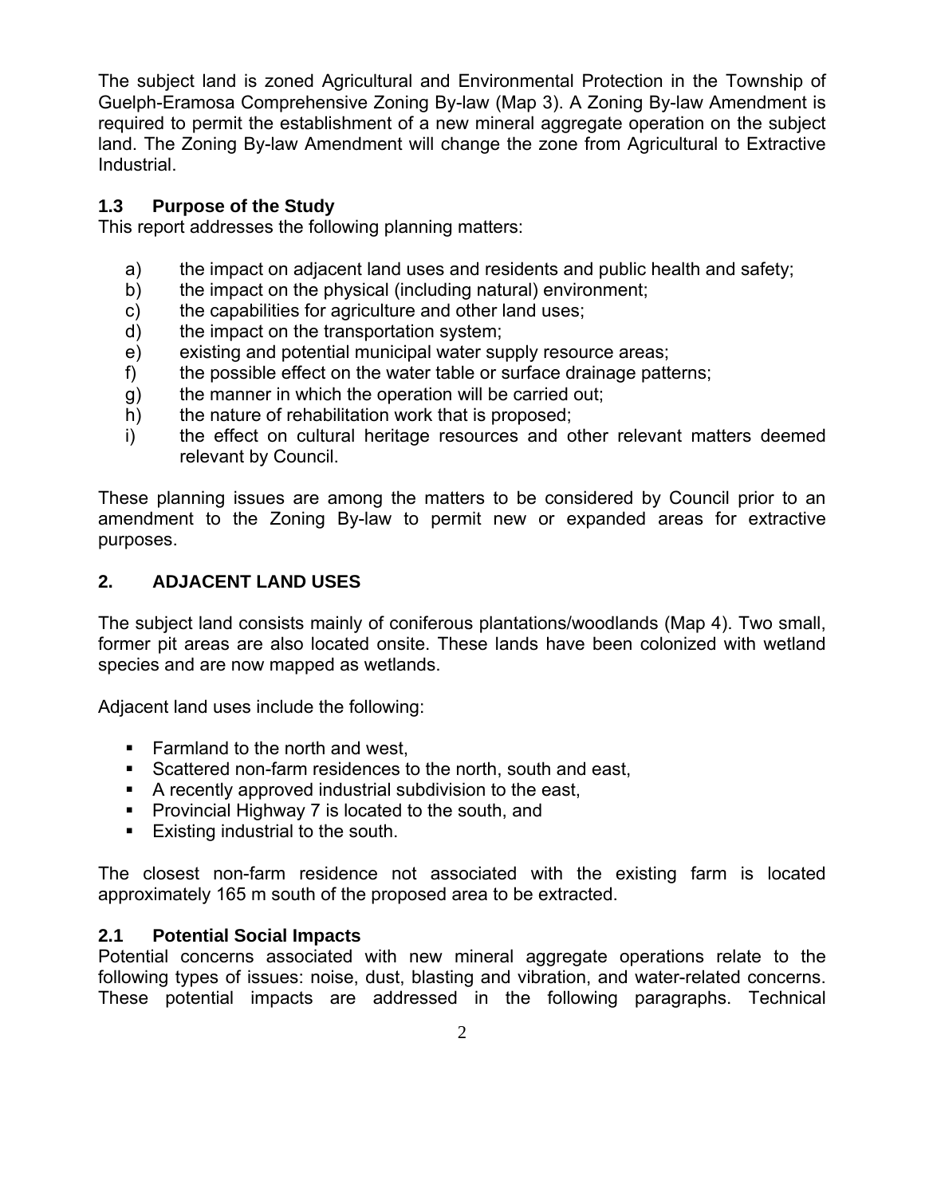The subject land is zoned Agricultural and Environmental Protection in the Township of Guelph-Eramosa Comprehensive Zoning By-law (Map 3). A Zoning By-law Amendment is required to permit the establishment of a new mineral aggregate operation on the subject land. The Zoning By-law Amendment will change the zone from Agricultural to Extractive Industrial.

### 1.3 Purpose of the Study

This report addresses the following planning matters:

a) the impact on adjacent land uses and residents and public health and safety;
b) the impact on the physical (including natural) environment;
c) the capabilities for agriculture and other land uses;
d) the impact on the transportation system;
e) existing and potential municipal water supply resource areas;
f) the possible effect on the water table or surface drainage patterns;
g) the manner in which the operation will be carried out;
h) the nature of rehabilitation work that is proposed;
i) the effect on cultural heritage resources and other relevant matters deemed relevant by Council.

These planning issues are among the matters to be considered by Council prior to an amendment to the Zoning By-law to permit new or expanded areas for extractive purposes.

## 2. ADJACENT LAND USES

The subject land consists mainly of coniferous plantations/woodlands (Map 4). Two small, former pit areas are also located onsite. These lands have been colonized with wetland species and are now mapped as wetlands.

Adjacent land uses include the following:

- Farmland to the north and west,
- Scattered non-farm residences to the north, south and east,
- A recently approved industrial subdivision to the east,
- Provincial Highway 7 is located to the south, and
- Existing industrial to the south.

The closest non-farm residence not associated with the existing farm is located approximately 165 m south of the proposed area to be extracted.

### 2.1 Potential Social Impacts

Potential concerns associated with new mineral aggregate operations relate to the following types of issues: noise, dust, blasting and vibration, and water-related concerns. These potential impacts are addressed in the following paragraphs. Technical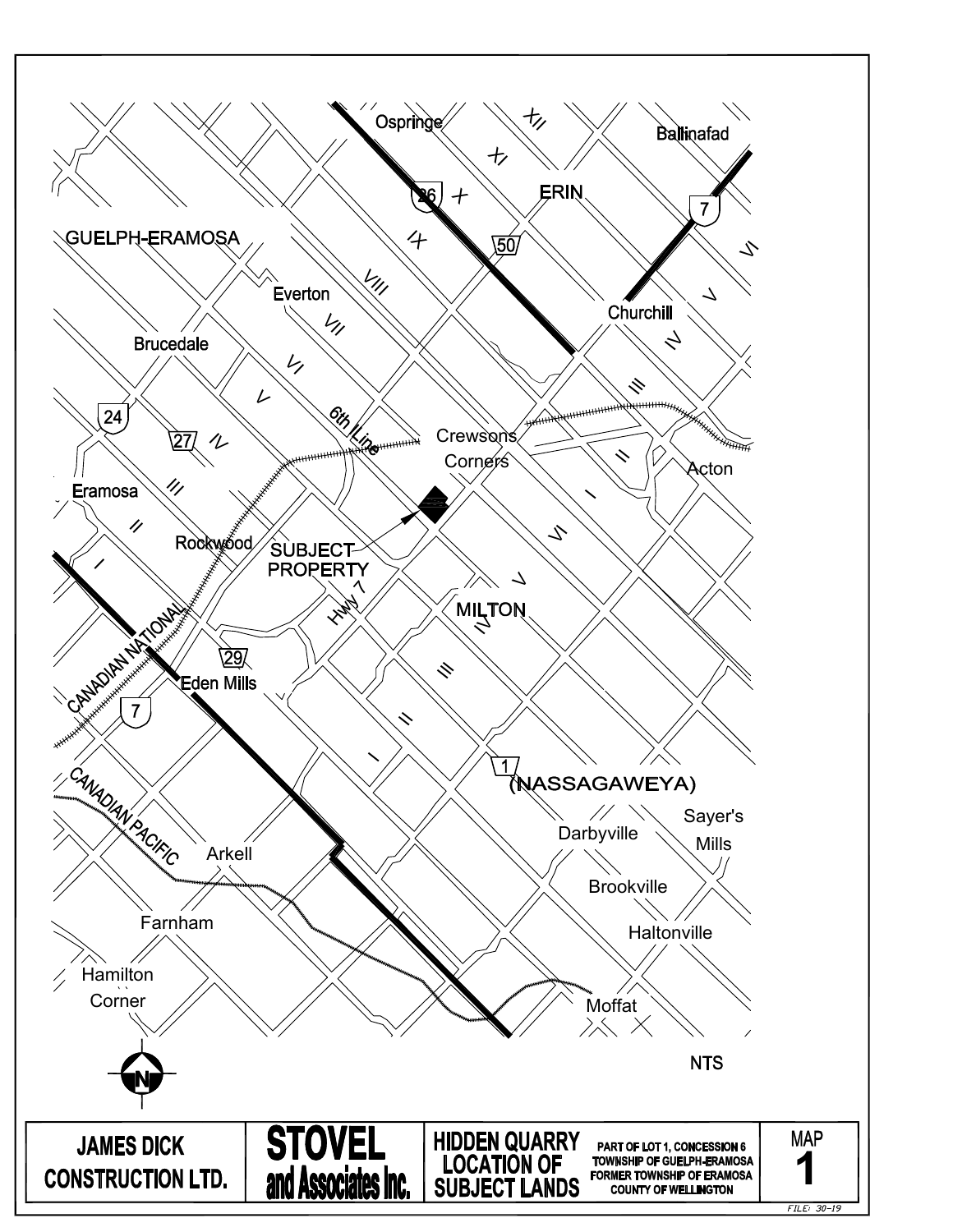| JAMES DICK CONSTRUCTION LTD. | STOVEL and Associates Inc. | HIDDEN QUARRY LOCATION OF SUBJECT LANDS | PART OF LOT 1, CONCESSION 6 TOWNSHIP OF GUELPH-ERAMOSA FORMER TOWNSHIP OF ERAMOSA COUNTY OF WELLINGTON | MAP 1 |
|---|---|---|---|---|

FILE: 30-19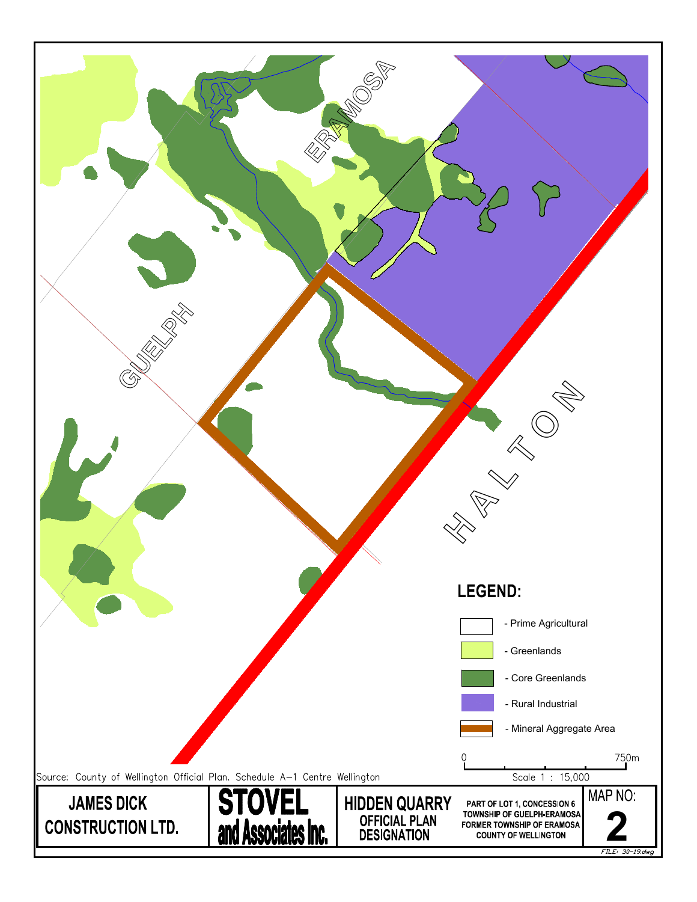ERAMOSA

GUELPH

HALTON

**LEGEND:**

- Prime Agricultural
- Greenlands
- Core Greenlands
- Rural Industrial
- Mineral Aggregate Area

0 750m

Scale 1 : 15,000

Source: County of Wellington Official Plan. Schedule A-1 Centre Wellington

| JAMES DICK CONSTRUCTION LTD. | STOVEL and Associates Inc. | HIDDEN QUARRY OFFICIAL PLAN DESIGNATION | PART OF LOT 1, CONCESSION 6 TOWNSHIP OF GUELPH-ERAMOSA FORMER TOWNSHIP OF ERAMOSA COUNTY OF WELLINGTON | MAP NO: 2 |
|---|---|---|---|---|

FILE: 30-19.dwg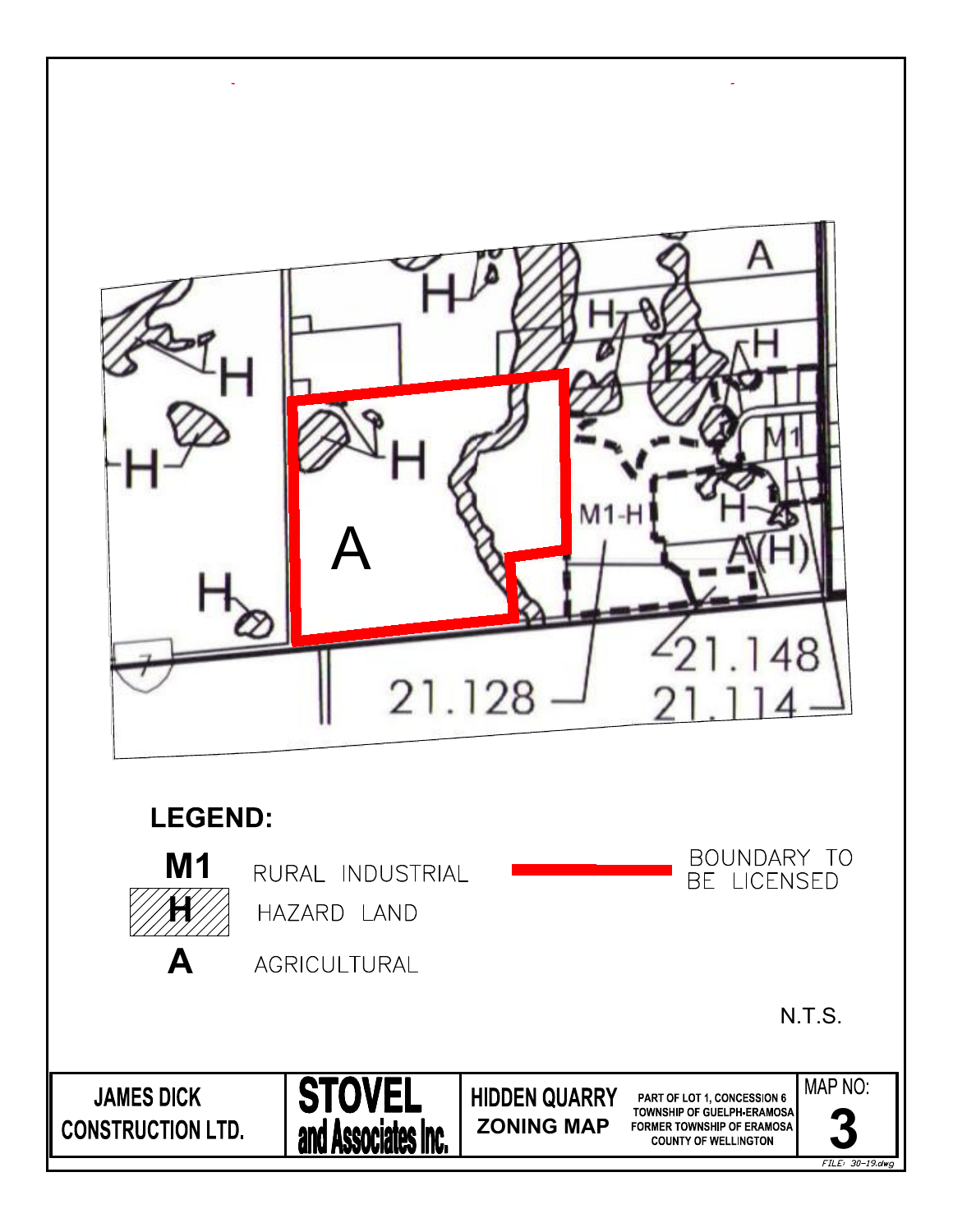**LEGEND:**

| Symbol | Description |
|---|---|
| M1 | RURAL INDUSTRIAL |
| H | HAZARD LAND |
| A | AGRICULTURAL |
| (red line) | BOUNDARY TO BE LICENSED |

N.T.S.

| JAMES DICK CONSTRUCTION LTD. | STOVEL and Associates Inc. | HIDDEN QUARRY ZONING MAP | PART OF LOT 1, CONCESSION 6 TOWNSHIP OF GUELPH-ERAMOSA FORMER TOWNSHIP OF ERAMOSA COUNTY OF WELLINGTON | MAP NO: 3 |
|---|---|---|---|---|

FILE: 30-19.dwg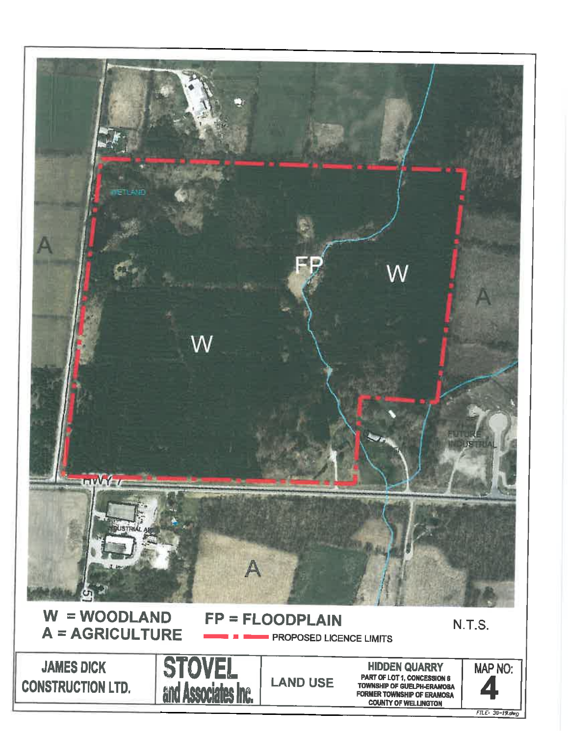W = WOODLAND
A = AGRICULTURE

FP = FLOODPLAIN

PROPOSED LICENCE LIMITS

N.T.S.

| JAMES DICK CONSTRUCTION LTD. | STOVEL and Associates Inc. | LAND USE | HIDDEN QUARRY<br>PART OF LOT 1, CONCESSION 6<br>TOWNSHIP OF GUELPH-ERAMOSA<br>FORMER TOWNSHIP OF ERAMOSA<br>COUNTY OF WELLINGTON | MAP NO: 4 |
|---|---|---|---|---|

FILE: 30-19.dwg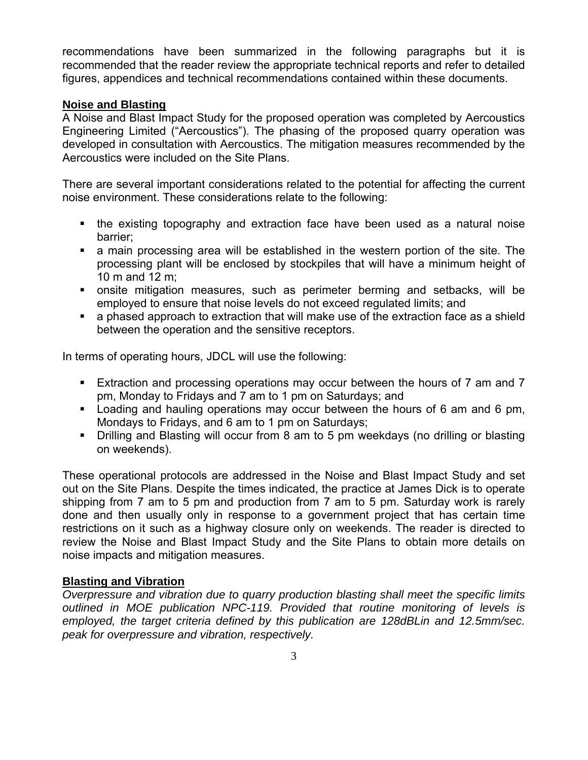recommendations have been summarized in the following paragraphs but it is recommended that the reader review the appropriate technical reports and refer to detailed figures, appendices and technical recommendations contained within these documents.

**Noise and Blasting**

A Noise and Blast Impact Study for the proposed operation was completed by Aercoustics Engineering Limited ("Aercoustics"). The phasing of the proposed quarry operation was developed in consultation with Aercoustics. The mitigation measures recommended by the Aercoustics were included on the Site Plans.

There are several important considerations related to the potential for affecting the current noise environment. These considerations relate to the following:

- the existing topography and extraction face have been used as a natural noise barrier;
- a main processing area will be established in the western portion of the site. The processing plant will be enclosed by stockpiles that will have a minimum height of 10 m and 12 m;
- onsite mitigation measures, such as perimeter berming and setbacks, will be employed to ensure that noise levels do not exceed regulated limits; and
- a phased approach to extraction that will make use of the extraction face as a shield between the operation and the sensitive receptors.

In terms of operating hours, JDCL will use the following:

- Extraction and processing operations may occur between the hours of 7 am and 7 pm, Monday to Fridays and 7 am to 1 pm on Saturdays; and
- Loading and hauling operations may occur between the hours of 6 am and 6 pm, Mondays to Fridays, and 6 am to 1 pm on Saturdays;
- Drilling and Blasting will occur from 8 am to 5 pm weekdays (no drilling or blasting on weekends).

These operational protocols are addressed in the Noise and Blast Impact Study and set out on the Site Plans. Despite the times indicated, the practice at James Dick is to operate shipping from 7 am to 5 pm and production from 7 am to 5 pm. Saturday work is rarely done and then usually only in response to a government project that has certain time restrictions on it such as a highway closure only on weekends. The reader is directed to review the Noise and Blast Impact Study and the Site Plans to obtain more details on noise impacts and mitigation measures.

**Blasting and Vibration**

*Overpressure and vibration due to quarry production blasting shall meet the specific limits outlined in MOE publication NPC-119. Provided that routine monitoring of levels is employed, the target criteria defined by this publication are 128dBLin and 12.5mm/sec. peak for overpressure and vibration, respectively.*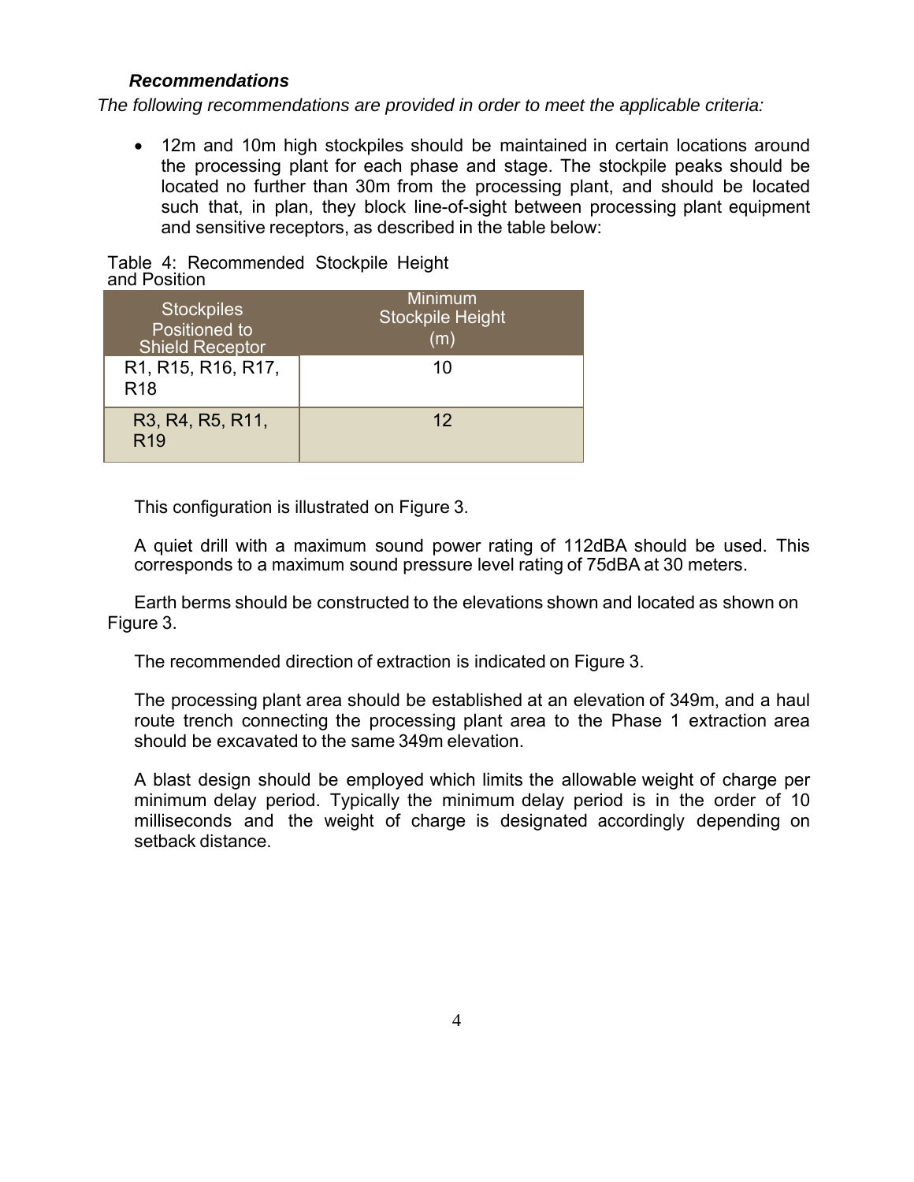### *Recommendations*

*The following recommendations are provided in order to meet the applicable criteria:*

- 12m and 10m high stockpiles should be maintained in certain locations around the processing plant for each phase and stage. The stockpile peaks should be located no further than 30m from the processing plant, and should be located such that, in plan, they block line-of-sight between processing plant equipment and sensitive receptors, as described in the table below:

Table 4: Recommended Stockpile Height and Position

| Stockpiles Positioned to Shield Receptor | Minimum Stockpile Height (m) |
|---|---|
| R1, R15, R16, R17, R18 | 10 |
| R3, R4, R5, R11, R19 | 12 |

This configuration is illustrated on Figure 3.

A quiet drill with a maximum sound power rating of 112dBA should be used. This corresponds to a maximum sound pressure level rating of 75dBA at 30 meters.

Earth berms should be constructed to the elevations shown and located as shown on Figure 3.

The recommended direction of extraction is indicated on Figure 3.

The processing plant area should be established at an elevation of 349m, and a haul route trench connecting the processing plant area to the Phase 1 extraction area should be excavated to the same 349m elevation.

A blast design should be employed which limits the allowable weight of charge per minimum delay period. Typically the minimum delay period is in the order of 10 milliseconds and the weight of charge is designated accordingly depending on setback distance.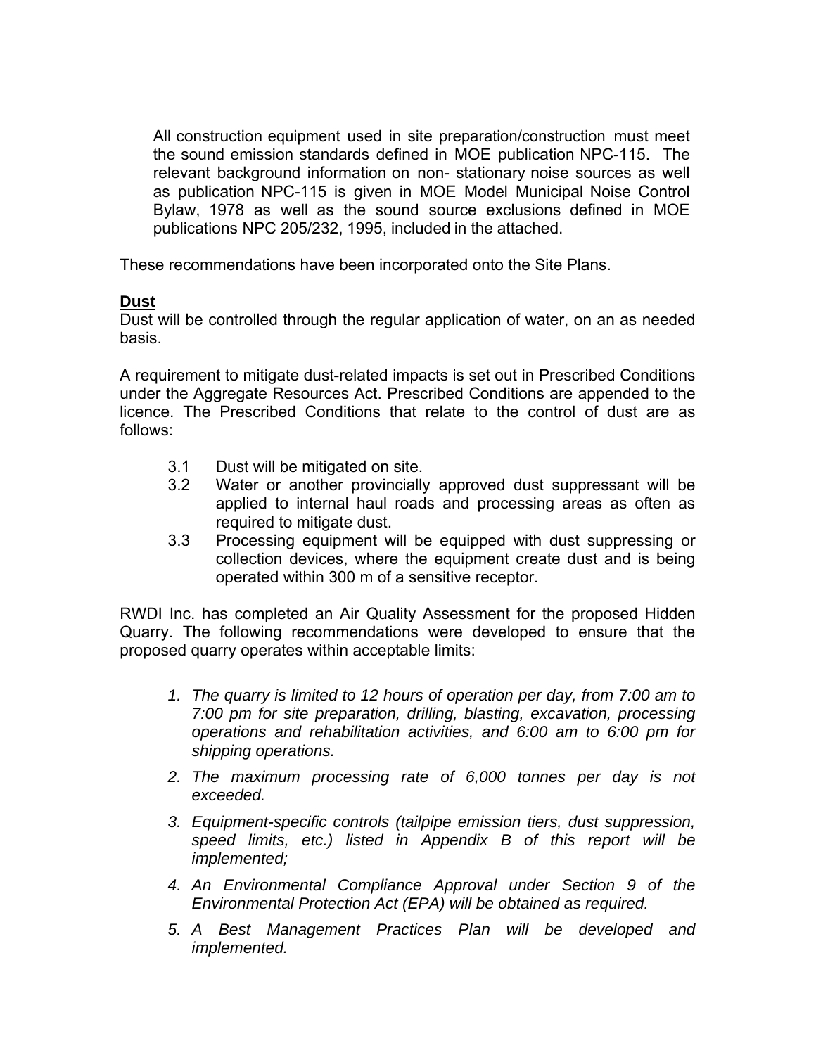All construction equipment used in site preparation/construction must meet the sound emission standards defined in MOE publication NPC-115. The relevant background information on non- stationary noise sources as well as publication NPC-115 is given in MOE Model Municipal Noise Control Bylaw, 1978 as well as the sound source exclusions defined in MOE publications NPC 205/232, 1995, included in the attached.

These recommendations have been incorporated onto the Site Plans.

**<u>Dust</u>**

Dust will be controlled through the regular application of water, on an as needed basis.

A requirement to mitigate dust-related impacts is set out in Prescribed Conditions under the Aggregate Resources Act. Prescribed Conditions are appended to the licence. The Prescribed Conditions that relate to the control of dust are as follows:

3.1 Dust will be mitigated on site.

3.2 Water or another provincially approved dust suppressant will be applied to internal haul roads and processing areas as often as required to mitigate dust.

3.3 Processing equipment will be equipped with dust suppressing or collection devices, where the equipment create dust and is being operated within 300 m of a sensitive receptor.

RWDI Inc. has completed an Air Quality Assessment for the proposed Hidden Quarry. The following recommendations were developed to ensure that the proposed quarry operates within acceptable limits:

1. *The quarry is limited to 12 hours of operation per day, from 7:00 am to 7:00 pm for site preparation, drilling, blasting, excavation, processing operations and rehabilitation activities, and 6:00 am to 6:00 pm for shipping operations.*
2. *The maximum processing rate of 6,000 tonnes per day is not exceeded.*
3. *Equipment-specific controls (tailpipe emission tiers, dust suppression, speed limits, etc.) listed in Appendix B of this report will be implemented;*
4. *An Environmental Compliance Approval under Section 9 of the Environmental Protection Act (EPA) will be obtained as required.*
5. *A Best Management Practices Plan will be developed and implemented.*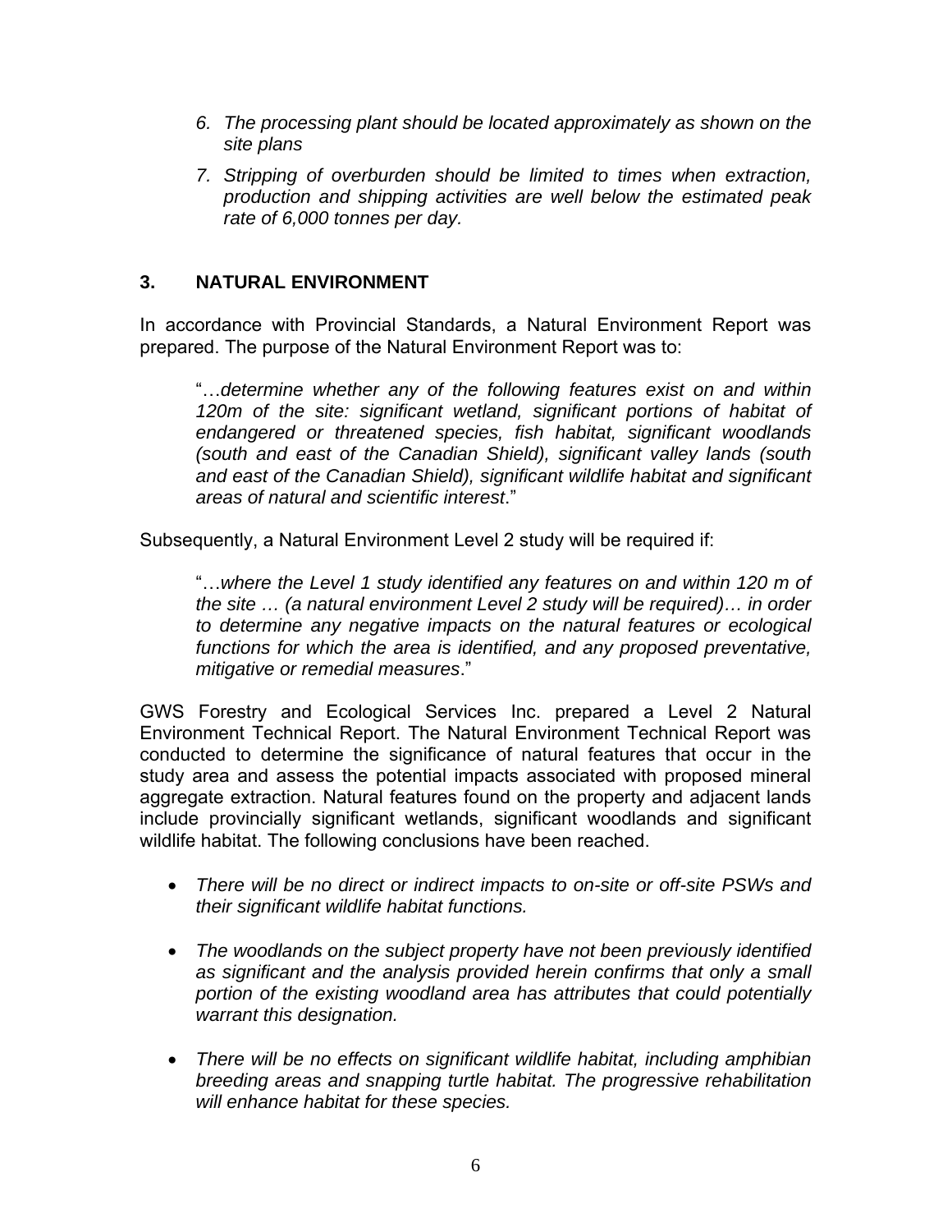6. *The processing plant should be located approximately as shown on the site plans*
7. *Stripping of overburden should be limited to times when extraction, production and shipping activities are well below the estimated peak rate of 6,000 tonnes per day.*

## 3. NATURAL ENVIRONMENT

In accordance with Provincial Standards, a Natural Environment Report was prepared. The purpose of the Natural Environment Report was to:

> "…*determine whether any of the following features exist on and within 120m of the site: significant wetland, significant portions of habitat of endangered or threatened species, fish habitat, significant woodlands (south and east of the Canadian Shield), significant valley lands (south and east of the Canadian Shield), significant wildlife habitat and significant areas of natural and scientific interest*."

Subsequently, a Natural Environment Level 2 study will be required if:

> "…*where the Level 1 study identified any features on and within 120 m of the site … (a natural environment Level 2 study will be required)… in order to determine any negative impacts on the natural features or ecological functions for which the area is identified, and any proposed preventative, mitigative or remedial measures*."

GWS Forestry and Ecological Services Inc. prepared a Level 2 Natural Environment Technical Report. The Natural Environment Technical Report was conducted to determine the significance of natural features that occur in the study area and assess the potential impacts associated with proposed mineral aggregate extraction. Natural features found on the property and adjacent lands include provincially significant wetlands, significant woodlands and significant wildlife habitat. The following conclusions have been reached.

- *There will be no direct or indirect impacts to on-site or off-site PSWs and their significant wildlife habitat functions.*
- *The woodlands on the subject property have not been previously identified as significant and the analysis provided herein confirms that only a small portion of the existing woodland area has attributes that could potentially warrant this designation.*
- *There will be no effects on significant wildlife habitat, including amphibian breeding areas and snapping turtle habitat. The progressive rehabilitation will enhance habitat for these species.*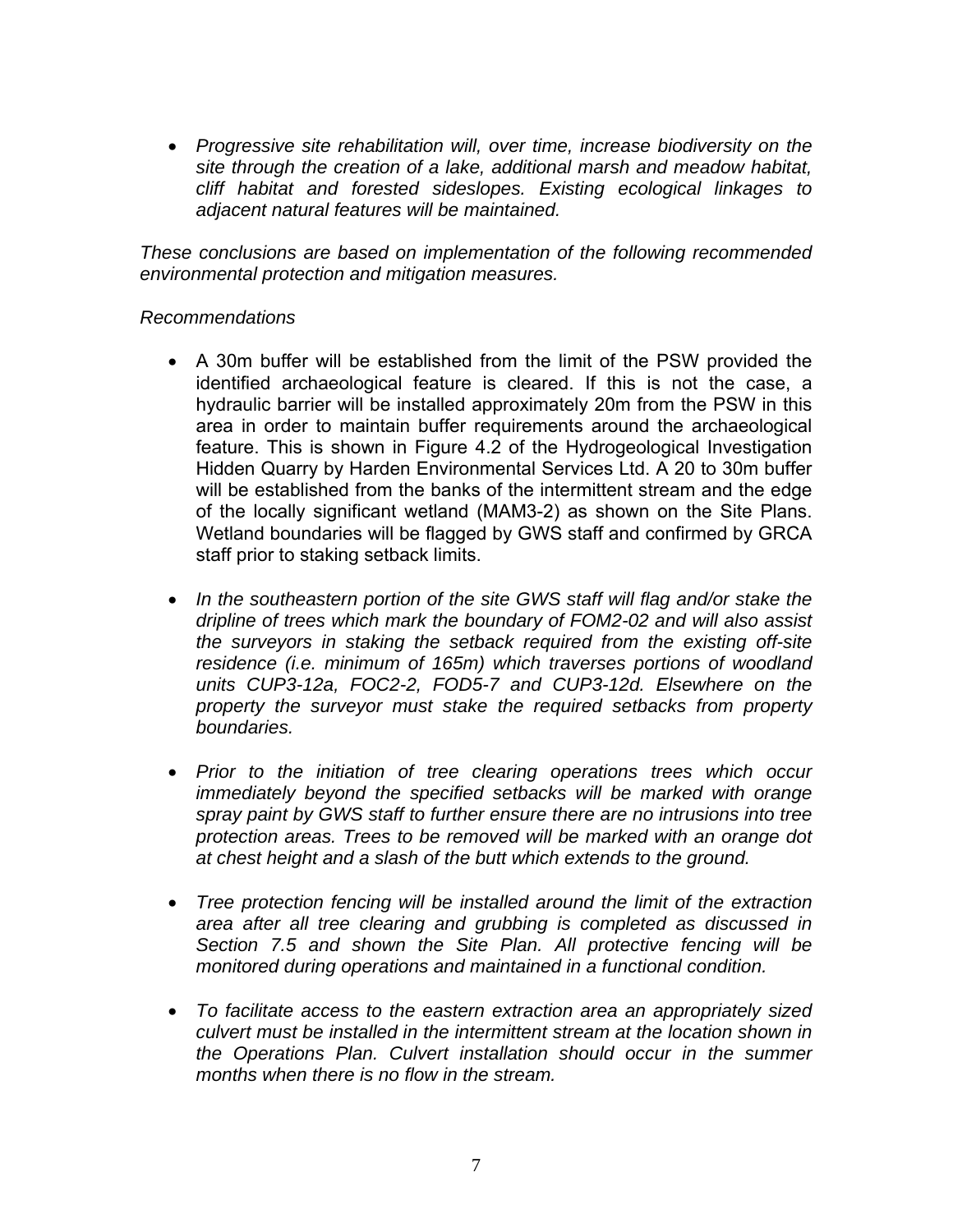- *Progressive site rehabilitation will, over time, increase biodiversity on the site through the creation of a lake, additional marsh and meadow habitat, cliff habitat and forested sideslopes. Existing ecological linkages to adjacent natural features will be maintained.*

*These conclusions are based on implementation of the following recommended environmental protection and mitigation measures.*

*Recommendations*

- A 30m buffer will be established from the limit of the PSW provided the identified archaeological feature is cleared. If this is not the case, a hydraulic barrier will be installed approximately 20m from the PSW in this area in order to maintain buffer requirements around the archaeological feature. This is shown in Figure 4.2 of the Hydrogeological Investigation Hidden Quarry by Harden Environmental Services Ltd. A 20 to 30m buffer will be established from the banks of the intermittent stream and the edge of the locally significant wetland (MAM3-2) as shown on the Site Plans. Wetland boundaries will be flagged by GWS staff and confirmed by GRCA staff prior to staking setback limits.

- *In the southeastern portion of the site GWS staff will flag and/or stake the dripline of trees which mark the boundary of FOM2-02 and will also assist the surveyors in staking the setback required from the existing off-site residence (i.e. minimum of 165m) which traverses portions of woodland units CUP3-12a, FOC2-2, FOD5-7 and CUP3-12d. Elsewhere on the property the surveyor must stake the required setbacks from property boundaries.*

- *Prior to the initiation of tree clearing operations trees which occur immediately beyond the specified setbacks will be marked with orange spray paint by GWS staff to further ensure there are no intrusions into tree protection areas. Trees to be removed will be marked with an orange dot at chest height and a slash of the butt which extends to the ground.*

- *Tree protection fencing will be installed around the limit of the extraction area after all tree clearing and grubbing is completed as discussed in Section 7.5 and shown the Site Plan. All protective fencing will be monitored during operations and maintained in a functional condition.*

- *To facilitate access to the eastern extraction area an appropriately sized culvert must be installed in the intermittent stream at the location shown in the Operations Plan. Culvert installation should occur in the summer months when there is no flow in the stream.*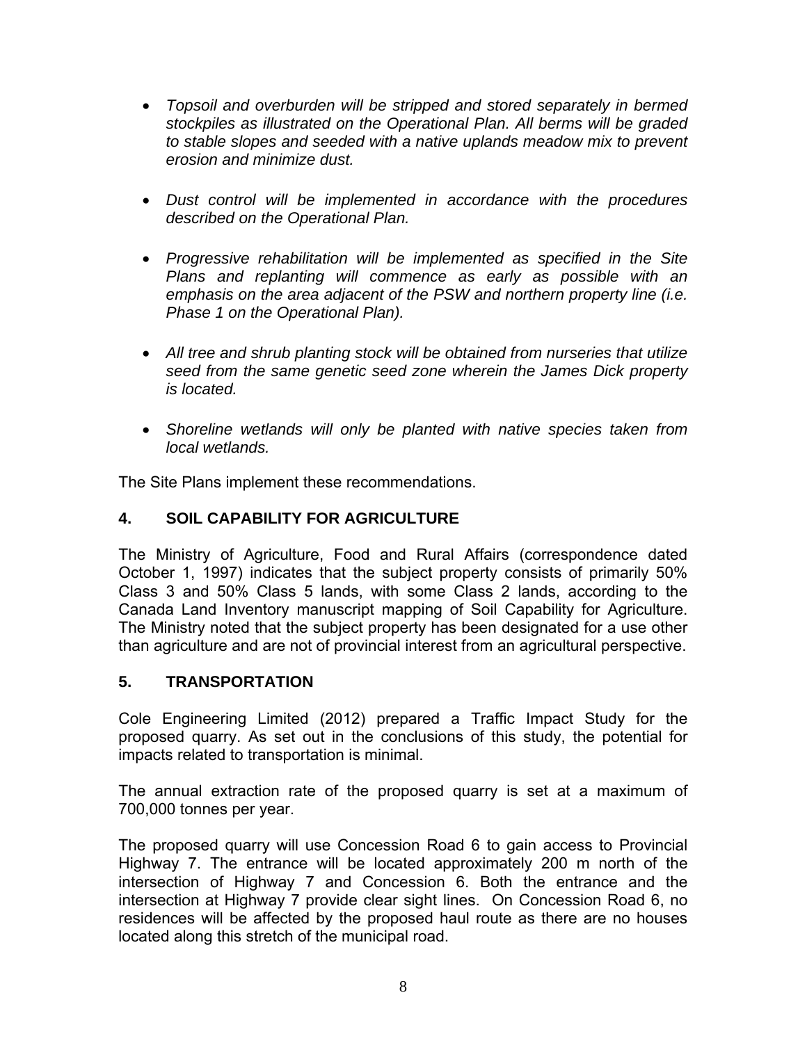- *Topsoil and overburden will be stripped and stored separately in bermed stockpiles as illustrated on the Operational Plan. All berms will be graded to stable slopes and seeded with a native uplands meadow mix to prevent erosion and minimize dust.*

- *Dust control will be implemented in accordance with the procedures described on the Operational Plan.*

- *Progressive rehabilitation will be implemented as specified in the Site Plans and replanting will commence as early as possible with an emphasis on the area adjacent of the PSW and northern property line (i.e. Phase 1 on the Operational Plan).*

- *All tree and shrub planting stock will be obtained from nurseries that utilize seed from the same genetic seed zone wherein the James Dick property is located.*

- *Shoreline wetlands will only be planted with native species taken from local wetlands.*

The Site Plans implement these recommendations.

## 4. SOIL CAPABILITY FOR AGRICULTURE

The Ministry of Agriculture, Food and Rural Affairs (correspondence dated October 1, 1997) indicates that the subject property consists of primarily 50% Class 3 and 50% Class 5 lands, with some Class 2 lands, according to the Canada Land Inventory manuscript mapping of Soil Capability for Agriculture. The Ministry noted that the subject property has been designated for a use other than agriculture and are not of provincial interest from an agricultural perspective.

## 5. TRANSPORTATION

Cole Engineering Limited (2012) prepared a Traffic Impact Study for the proposed quarry. As set out in the conclusions of this study, the potential for impacts related to transportation is minimal.

The annual extraction rate of the proposed quarry is set at a maximum of 700,000 tonnes per year.

The proposed quarry will use Concession Road 6 to gain access to Provincial Highway 7. The entrance will be located approximately 200 m north of the intersection of Highway 7 and Concession 6. Both the entrance and the intersection at Highway 7 provide clear sight lines. On Concession Road 6, no residences will be affected by the proposed haul route as there are no houses located along this stretch of the municipal road.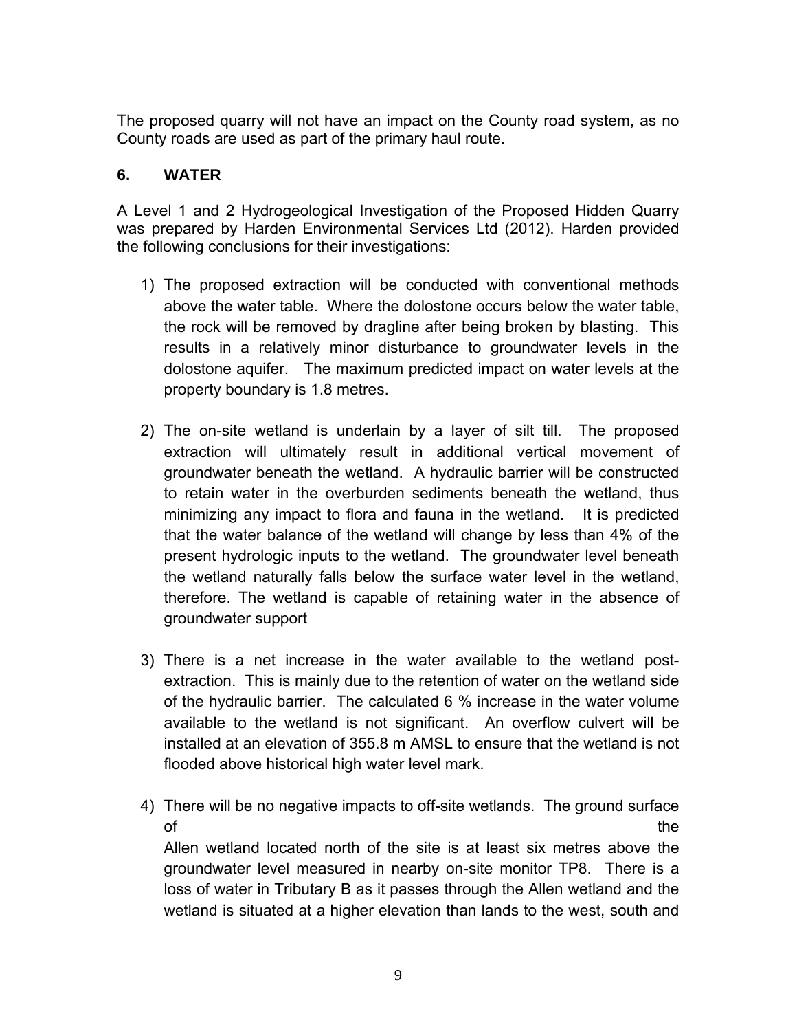The proposed quarry will not have an impact on the County road system, as no County roads are used as part of the primary haul route.

## 6. WATER

A Level 1 and 2 Hydrogeological Investigation of the Proposed Hidden Quarry was prepared by Harden Environmental Services Ltd (2012). Harden provided the following conclusions for their investigations:

1) The proposed extraction will be conducted with conventional methods above the water table. Where the dolostone occurs below the water table, the rock will be removed by dragline after being broken by blasting. This results in a relatively minor disturbance to groundwater levels in the dolostone aquifer. The maximum predicted impact on water levels at the property boundary is 1.8 metres.

2) The on-site wetland is underlain by a layer of silt till. The proposed extraction will ultimately result in additional vertical movement of groundwater beneath the wetland. A hydraulic barrier will be constructed to retain water in the overburden sediments beneath the wetland, thus minimizing any impact to flora and fauna in the wetland. It is predicted that the water balance of the wetland will change by less than 4% of the present hydrologic inputs to the wetland. The groundwater level beneath the wetland naturally falls below the surface water level in the wetland, therefore. The wetland is capable of retaining water in the absence of groundwater support

3) There is a net increase in the water available to the wetland post-extraction. This is mainly due to the retention of water on the wetland side of the hydraulic barrier. The calculated 6 % increase in the water volume available to the wetland is not significant. An overflow culvert will be installed at an elevation of 355.8 m AMSL to ensure that the wetland is not flooded above historical high water level mark.

4) There will be no negative impacts to off-site wetlands. The ground surface of the Allen wetland located north of the site is at least six metres above the groundwater level measured in nearby on-site monitor TP8. There is a loss of water in Tributary B as it passes through the Allen wetland and the wetland is situated at a higher elevation than lands to the west, south and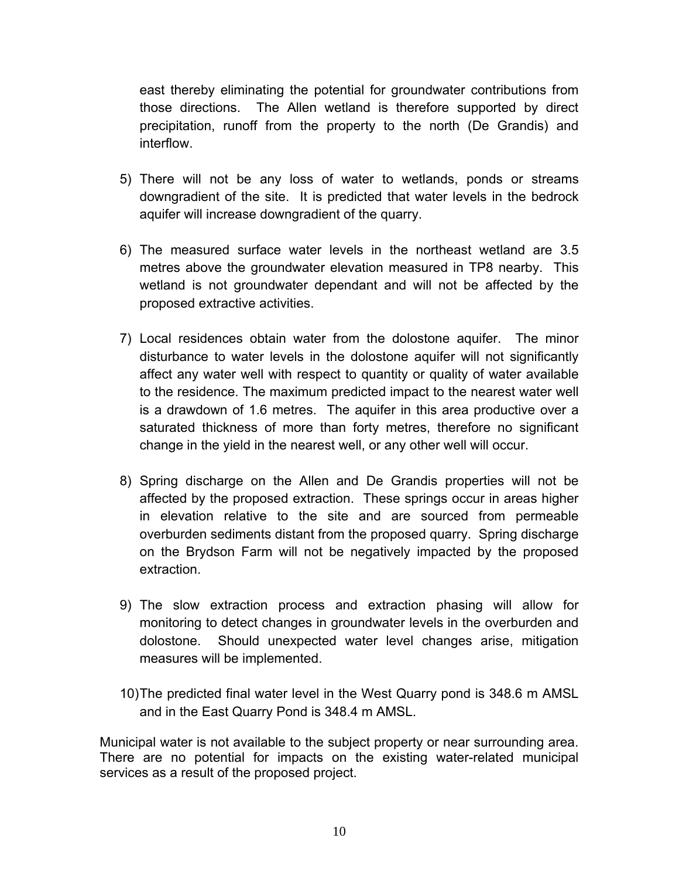east thereby eliminating the potential for groundwater contributions from those directions. The Allen wetland is therefore supported by direct precipitation, runoff from the property to the north (De Grandis) and interflow.

5) There will not be any loss of water to wetlands, ponds or streams downgradient of the site. It is predicted that water levels in the bedrock aquifer will increase downgradient of the quarry.

6) The measured surface water levels in the northeast wetland are 3.5 metres above the groundwater elevation measured in TP8 nearby. This wetland is not groundwater dependant and will not be affected by the proposed extractive activities.

7) Local residences obtain water from the dolostone aquifer. The minor disturbance to water levels in the dolostone aquifer will not significantly affect any water well with respect to quantity or quality of water available to the residence. The maximum predicted impact to the nearest water well is a drawdown of 1.6 metres. The aquifer in this area productive over a saturated thickness of more than forty metres, therefore no significant change in the yield in the nearest well, or any other well will occur.

8) Spring discharge on the Allen and De Grandis properties will not be affected by the proposed extraction. These springs occur in areas higher in elevation relative to the site and are sourced from permeable overburden sediments distant from the proposed quarry. Spring discharge on the Brydson Farm will not be negatively impacted by the proposed extraction.

9) The slow extraction process and extraction phasing will allow for monitoring to detect changes in groundwater levels in the overburden and dolostone. Should unexpected water level changes arise, mitigation measures will be implemented.

10) The predicted final water level in the West Quarry pond is 348.6 m AMSL and in the East Quarry Pond is 348.4 m AMSL.

Municipal water is not available to the subject property or near surrounding area. There are no potential for impacts on the existing water-related municipal services as a result of the proposed project.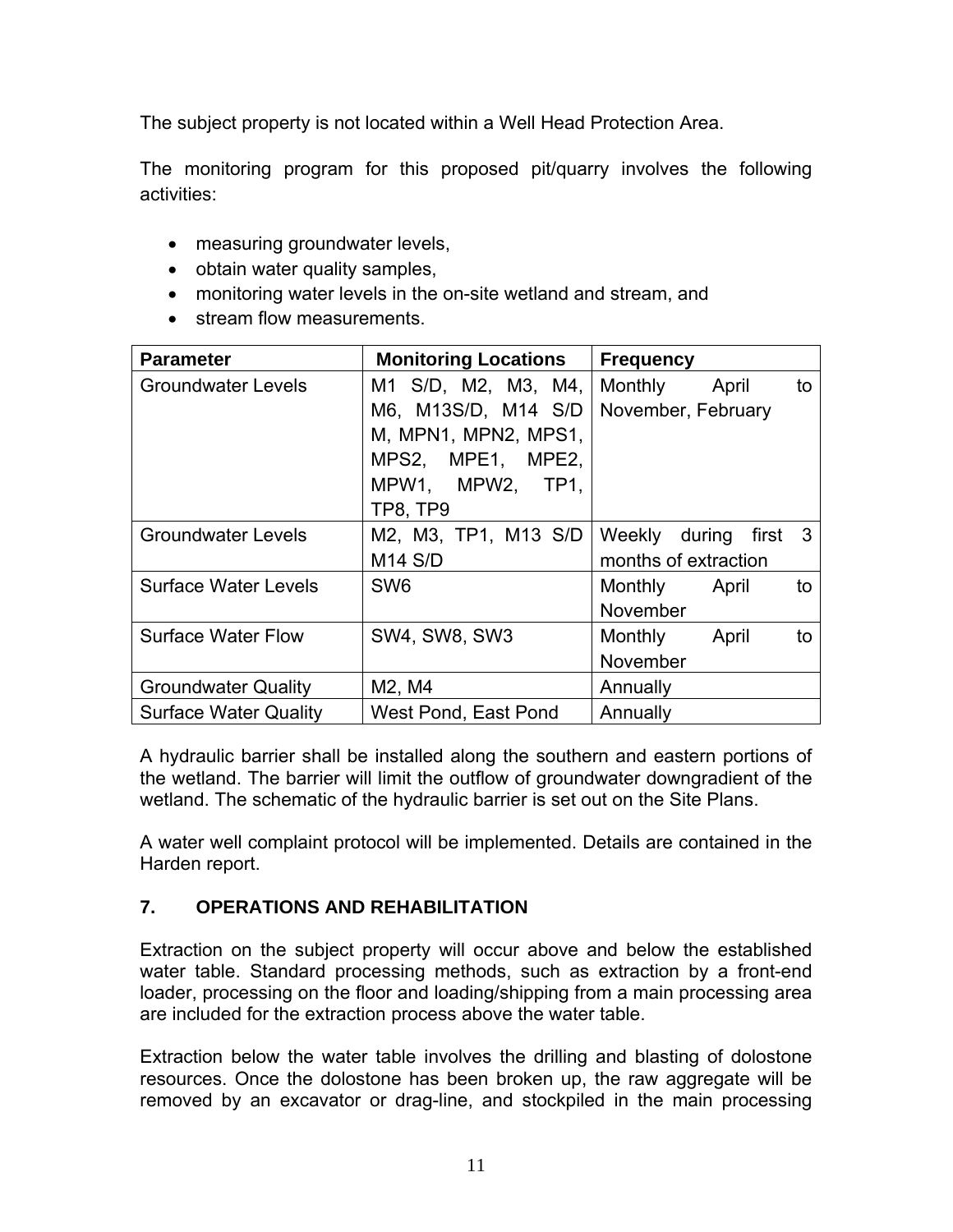The subject property is not located within a Well Head Protection Area.

The monitoring program for this proposed pit/quarry involves the following activities:

- measuring groundwater levels,
- obtain water quality samples,
- monitoring water levels in the on-site wetland and stream, and
- stream flow measurements.

| Parameter | Monitoring Locations | Frequency |
|---|---|---|
| Groundwater Levels | M1 S/D, M2, M3, M4, M6, M13S/D, M14 S/D M, MPN1, MPN2, MPS1, MPS2, MPE1, MPE2, MPW1, MPW2, TP1, TP8, TP9 | Monthly April to November, February |
| Groundwater Levels | M2, M3, TP1, M13 S/D M14 S/D | Weekly during first 3 months of extraction |
| Surface Water Levels | SW6 | Monthly April to November |
| Surface Water Flow | SW4, SW8, SW3 | Monthly April to November |
| Groundwater Quality | M2, M4 | Annually |
| Surface Water Quality | West Pond, East Pond | Annually |

A hydraulic barrier shall be installed along the southern and eastern portions of the wetland. The barrier will limit the outflow of groundwater downgradient of the wetland. The schematic of the hydraulic barrier is set out on the Site Plans.

A water well complaint protocol will be implemented. Details are contained in the Harden report.

## 7. OPERATIONS AND REHABILITATION

Extraction on the subject property will occur above and below the established water table. Standard processing methods, such as extraction by a front-end loader, processing on the floor and loading/shipping from a main processing area are included for the extraction process above the water table.

Extraction below the water table involves the drilling and blasting of dolostone resources. Once the dolostone has been broken up, the raw aggregate will be removed by an excavator or drag-line, and stockpiled in the main processing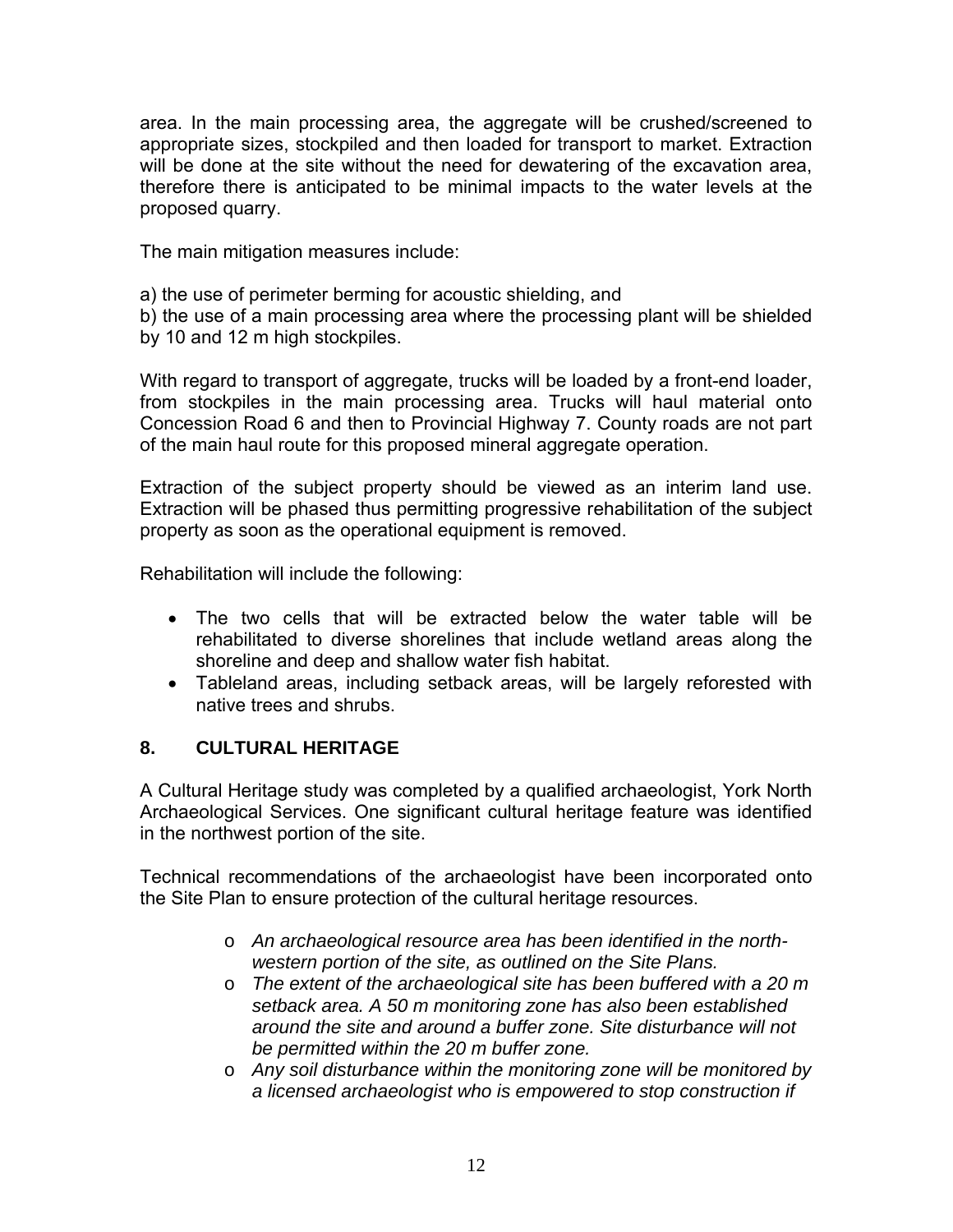area. In the main processing area, the aggregate will be crushed/screened to appropriate sizes, stockpiled and then loaded for transport to market. Extraction will be done at the site without the need for dewatering of the excavation area, therefore there is anticipated to be minimal impacts to the water levels at the proposed quarry.

The main mitigation measures include:

a) the use of perimeter berming for acoustic shielding, and
b) the use of a main processing area where the processing plant will be shielded by 10 and 12 m high stockpiles.

With regard to transport of aggregate, trucks will be loaded by a front-end loader, from stockpiles in the main processing area. Trucks will haul material onto Concession Road 6 and then to Provincial Highway 7. County roads are not part of the main haul route for this proposed mineral aggregate operation.

Extraction of the subject property should be viewed as an interim land use. Extraction will be phased thus permitting progressive rehabilitation of the subject property as soon as the operational equipment is removed.

Rehabilitation will include the following:

- The two cells that will be extracted below the water table will be rehabilitated to diverse shorelines that include wetland areas along the shoreline and deep and shallow water fish habitat.
- Tableland areas, including setback areas, will be largely reforested with native trees and shrubs.

## 8. CULTURAL HERITAGE

A Cultural Heritage study was completed by a qualified archaeologist, York North Archaeological Services. One significant cultural heritage feature was identified in the northwest portion of the site.

Technical recommendations of the archaeologist have been incorporated onto the Site Plan to ensure protection of the cultural heritage resources.

- *An archaeological resource area has been identified in the north-western portion of the site, as outlined on the Site Plans.*
- *The extent of the archaeological site has been buffered with a 20 m setback area. A 50 m monitoring zone has also been established around the site and around a buffer zone. Site disturbance will not be permitted within the 20 m buffer zone.*
- *Any soil disturbance within the monitoring zone will be monitored by a licensed archaeologist who is empowered to stop construction if*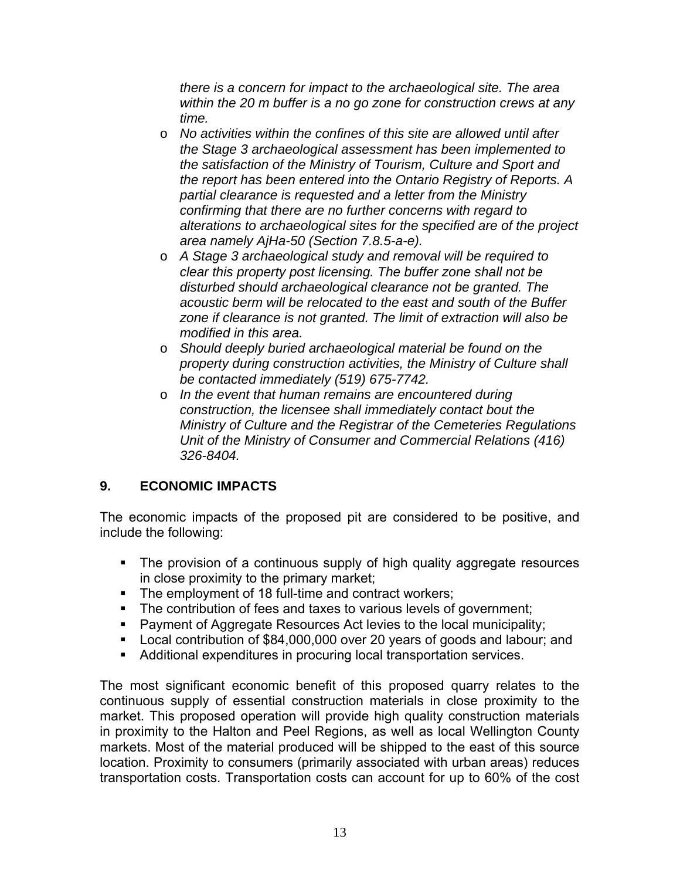*there is a concern for impact to the archaeological site. The area within the 20 m buffer is a no go zone for construction crews at any time.*

- *No activities within the confines of this site are allowed until after the Stage 3 archaeological assessment has been implemented to the satisfaction of the Ministry of Tourism, Culture and Sport and the report has been entered into the Ontario Registry of Reports. A partial clearance is requested and a letter from the Ministry confirming that there are no further concerns with regard to alterations to archaeological sites for the specified are of the project area namely AjHa-50 (Section 7.8.5-a-e).*
- *A Stage 3 archaeological study and removal will be required to clear this property post licensing. The buffer zone shall not be disturbed should archaeological clearance not be granted. The acoustic berm will be relocated to the east and south of the Buffer zone if clearance is not granted. The limit of extraction will also be modified in this area.*
- *Should deeply buried archaeological material be found on the property during construction activities, the Ministry of Culture shall be contacted immediately (519) 675-7742.*
- *In the event that human remains are encountered during construction, the licensee shall immediately contact bout the Ministry of Culture and the Registrar of the Cemeteries Regulations Unit of the Ministry of Consumer and Commercial Relations (416) 326-8404.*

## 9. ECONOMIC IMPACTS

The economic impacts of the proposed pit are considered to be positive, and include the following:

- The provision of a continuous supply of high quality aggregate resources in close proximity to the primary market;
- The employment of 18 full-time and contract workers;
- The contribution of fees and taxes to various levels of government;
- Payment of Aggregate Resources Act levies to the local municipality;
- Local contribution of $84,000,000 over 20 years of goods and labour; and
- Additional expenditures in procuring local transportation services.

The most significant economic benefit of this proposed quarry relates to the continuous supply of essential construction materials in close proximity to the market. This proposed operation will provide high quality construction materials in proximity to the Halton and Peel Regions, as well as local Wellington County markets. Most of the material produced will be shipped to the east of this source location. Proximity to consumers (primarily associated with urban areas) reduces transportation costs. Transportation costs can account for up to 60% of the cost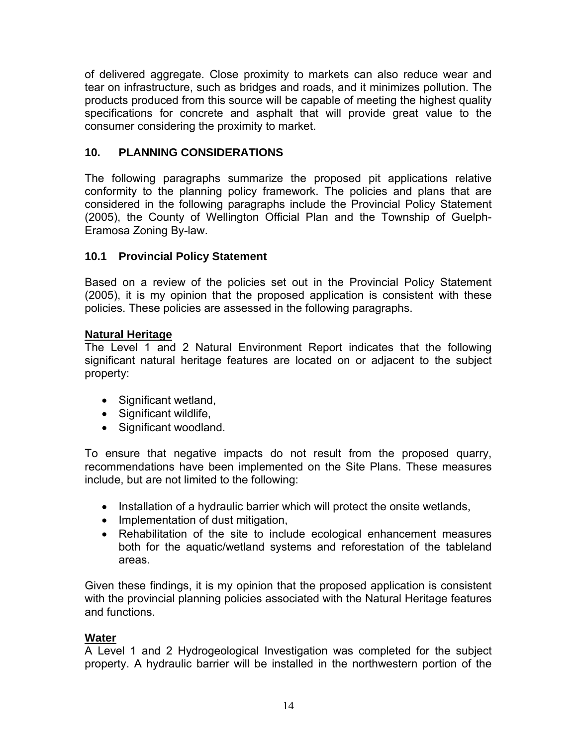of delivered aggregate. Close proximity to markets can also reduce wear and tear on infrastructure, such as bridges and roads, and it minimizes pollution. The products produced from this source will be capable of meeting the highest quality specifications for concrete and asphalt that will provide great value to the consumer considering the proximity to market.

## 10. PLANNING CONSIDERATIONS

The following paragraphs summarize the proposed pit applications relative conformity to the planning policy framework. The policies and plans that are considered in the following paragraphs include the Provincial Policy Statement (2005), the County of Wellington Official Plan and the Township of Guelph-Eramosa Zoning By-law.

### 10.1 Provincial Policy Statement

Based on a review of the policies set out in the Provincial Policy Statement (2005), it is my opinion that the proposed application is consistent with these policies. These policies are assessed in the following paragraphs.

**Natural Heritage**

The Level 1 and 2 Natural Environment Report indicates that the following significant natural heritage features are located on or adjacent to the subject property:

- Significant wetland,
- Significant wildlife,
- Significant woodland.

To ensure that negative impacts do not result from the proposed quarry, recommendations have been implemented on the Site Plans. These measures include, but are not limited to the following:

- Installation of a hydraulic barrier which will protect the onsite wetlands,
- Implementation of dust mitigation,
- Rehabilitation of the site to include ecological enhancement measures both for the aquatic/wetland systems and reforestation of the tableland areas.

Given these findings, it is my opinion that the proposed application is consistent with the provincial planning policies associated with the Natural Heritage features and functions.

**Water**

A Level 1 and 2 Hydrogeological Investigation was completed for the subject property. A hydraulic barrier will be installed in the northwestern portion of the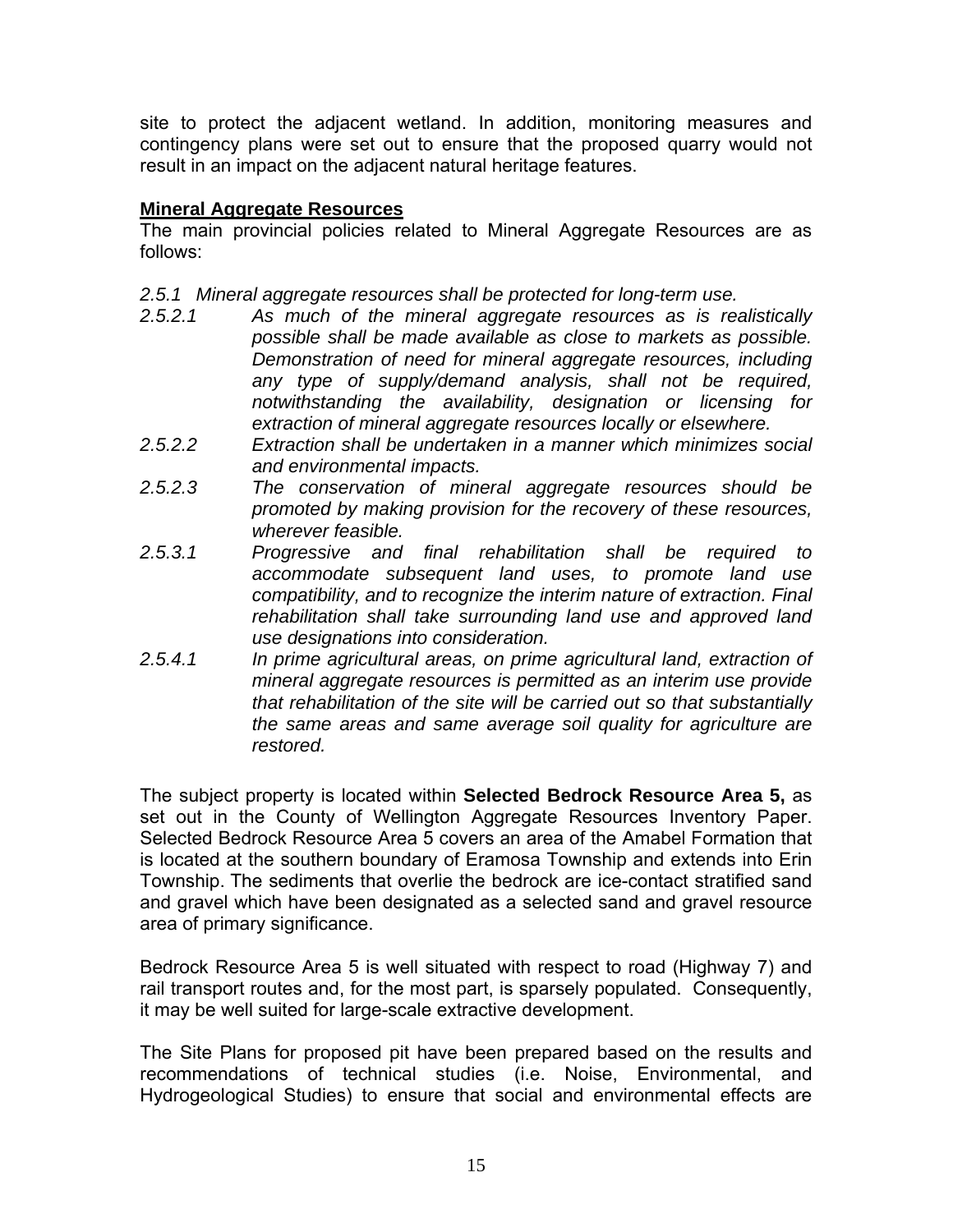site to protect the adjacent wetland. In addition, monitoring measures and contingency plans were set out to ensure that the proposed quarry would not result in an impact on the adjacent natural heritage features.

**Mineral Aggregate Resources**

The main provincial policies related to Mineral Aggregate Resources are as follows:

*2.5.1 Mineral aggregate resources shall be protected for long-term use.*

*2.5.2.1 As much of the mineral aggregate resources as is realistically possible shall be made available as close to markets as possible. Demonstration of need for mineral aggregate resources, including any type of supply/demand analysis, shall not be required, notwithstanding the availability, designation or licensing for extraction of mineral aggregate resources locally or elsewhere.*

*2.5.2.2 Extraction shall be undertaken in a manner which minimizes social and environmental impacts.*

*2.5.2.3 The conservation of mineral aggregate resources should be promoted by making provision for the recovery of these resources, wherever feasible.*

*2.5.3.1 Progressive and final rehabilitation shall be required to accommodate subsequent land uses, to promote land use compatibility, and to recognize the interim nature of extraction. Final rehabilitation shall take surrounding land use and approved land use designations into consideration.*

*2.5.4.1 In prime agricultural areas, on prime agricultural land, extraction of mineral aggregate resources is permitted as an interim use provide that rehabilitation of the site will be carried out so that substantially the same areas and same average soil quality for agriculture are restored.*

The subject property is located within **Selected Bedrock Resource Area 5,** as set out in the County of Wellington Aggregate Resources Inventory Paper. Selected Bedrock Resource Area 5 covers an area of the Amabel Formation that is located at the southern boundary of Eramosa Township and extends into Erin Township. The sediments that overlie the bedrock are ice-contact stratified sand and gravel which have been designated as a selected sand and gravel resource area of primary significance.

Bedrock Resource Area 5 is well situated with respect to road (Highway 7) and rail transport routes and, for the most part, is sparsely populated. Consequently, it may be well suited for large-scale extractive development.

The Site Plans for proposed pit have been prepared based on the results and recommendations of technical studies (i.e. Noise, Environmental, and Hydrogeological Studies) to ensure that social and environmental effects are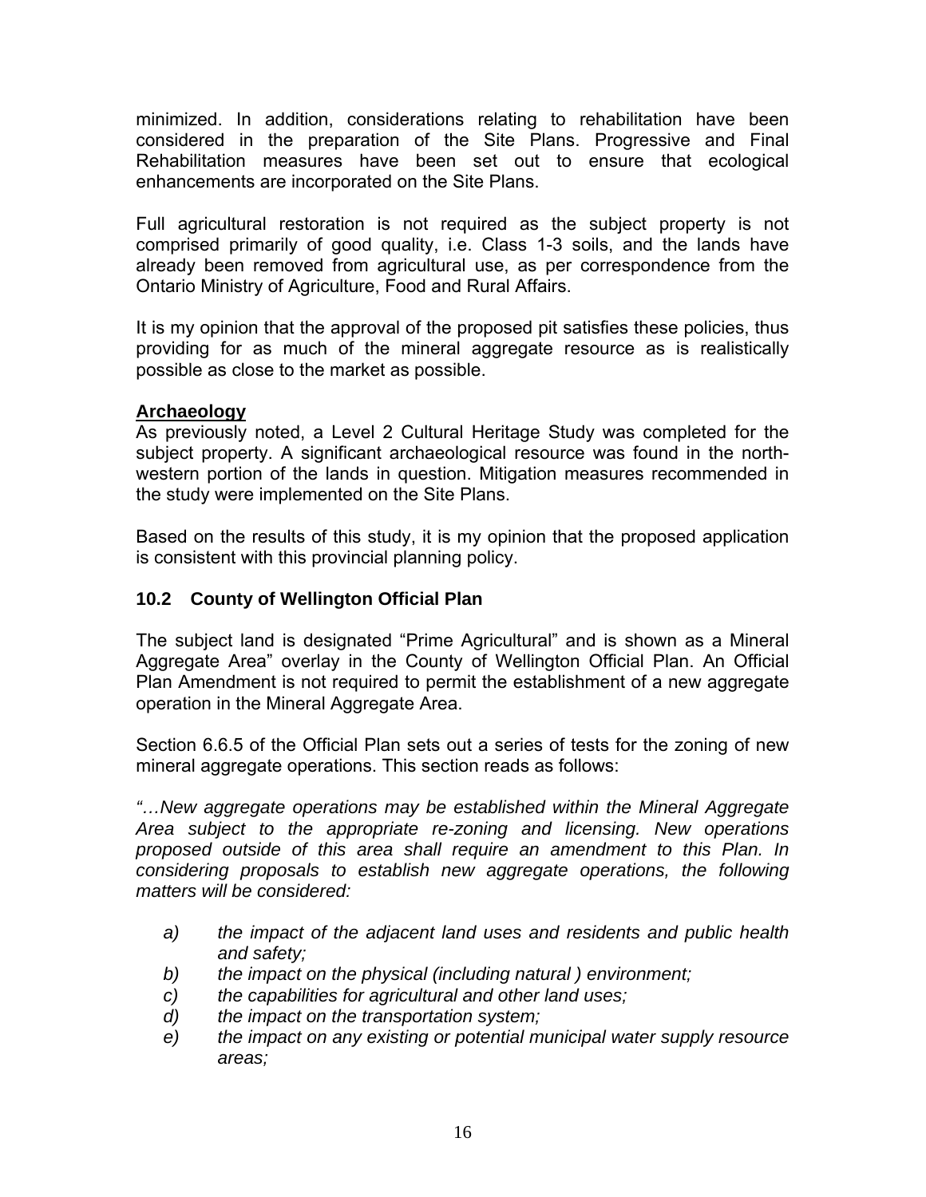minimized. In addition, considerations relating to rehabilitation have been considered in the preparation of the Site Plans. Progressive and Final Rehabilitation measures have been set out to ensure that ecological enhancements are incorporated on the Site Plans.

Full agricultural restoration is not required as the subject property is not comprised primarily of good quality, i.e. Class 1-3 soils, and the lands have already been removed from agricultural use, as per correspondence from the Ontario Ministry of Agriculture, Food and Rural Affairs.

It is my opinion that the approval of the proposed pit satisfies these policies, thus providing for as much of the mineral aggregate resource as is realistically possible as close to the market as possible.

**Archaeology**

As previously noted, a Level 2 Cultural Heritage Study was completed for the subject property. A significant archaeological resource was found in the north-western portion of the lands in question. Mitigation measures recommended in the study were implemented on the Site Plans.

Based on the results of this study, it is my opinion that the proposed application is consistent with this provincial planning policy.

### 10.2 County of Wellington Official Plan

The subject land is designated "Prime Agricultural" and is shown as a Mineral Aggregate Area" overlay in the County of Wellington Official Plan. An Official Plan Amendment is not required to permit the establishment of a new aggregate operation in the Mineral Aggregate Area.

Section 6.6.5 of the Official Plan sets out a series of tests for the zoning of new mineral aggregate operations. This section reads as follows:

*"…New aggregate operations may be established within the Mineral Aggregate Area subject to the appropriate re-zoning and licensing. New operations proposed outside of this area shall require an amendment to this Plan. In considering proposals to establish new aggregate operations, the following matters will be considered:*

*a) the impact of the adjacent land uses and residents and public health and safety;*
*b) the impact on the physical (including natural ) environment;*
*c) the capabilities for agricultural and other land uses;*
*d) the impact on the transportation system;*
*e) the impact on any existing or potential municipal water supply resource areas;*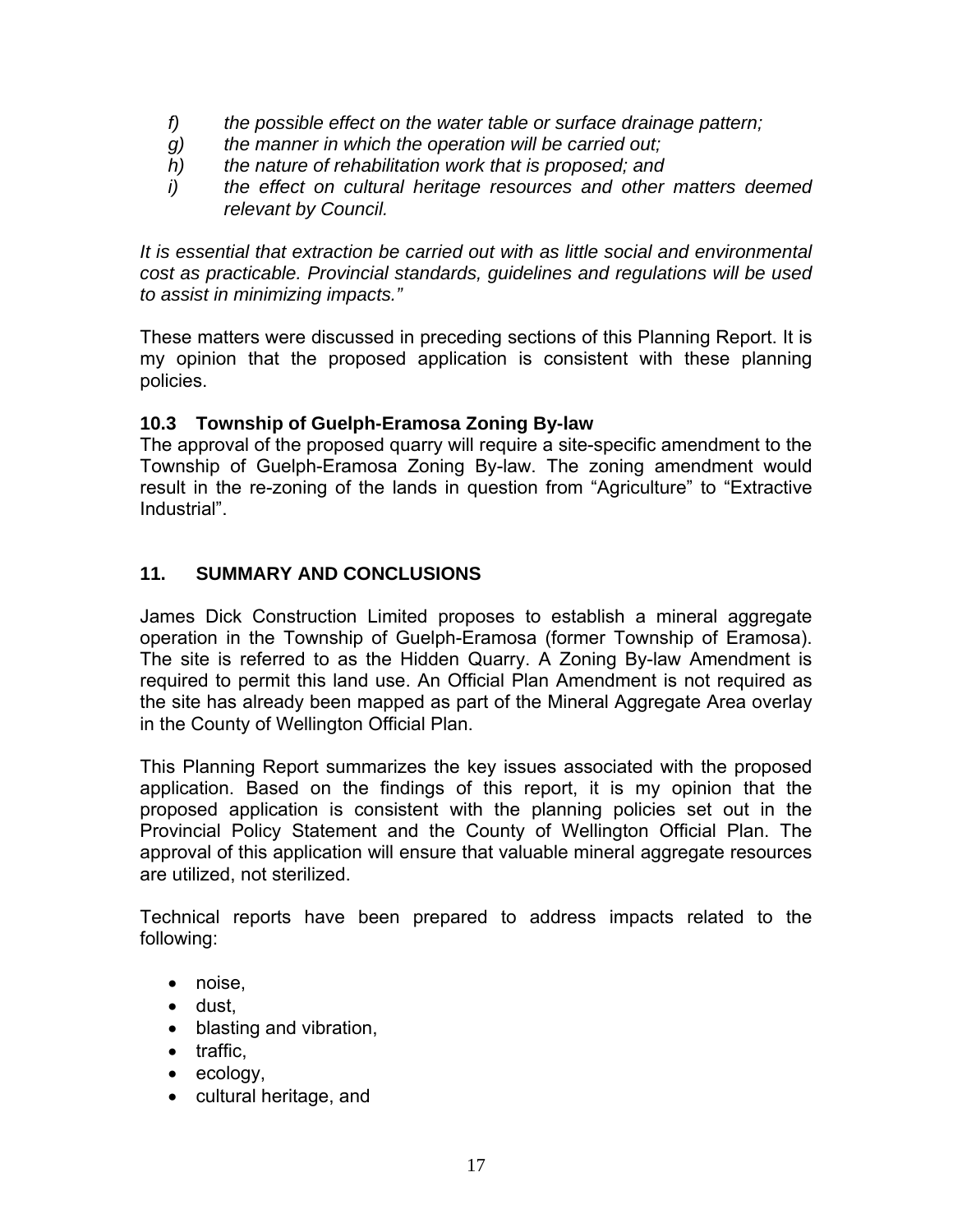*f) the possible effect on the water table or surface drainage pattern;*
*g) the manner in which the operation will be carried out;*
*h) the nature of rehabilitation work that is proposed; and*
*i) the effect on cultural heritage resources and other matters deemed relevant by Council.*

*It is essential that extraction be carried out with as little social and environmental cost as practicable. Provincial standards, guidelines and regulations will be used to assist in minimizing impacts."*

These matters were discussed in preceding sections of this Planning Report. It is my opinion that the proposed application is consistent with these planning policies.

### 10.3 Township of Guelph-Eramosa Zoning By-law

The approval of the proposed quarry will require a site-specific amendment to the Township of Guelph-Eramosa Zoning By-law. The zoning amendment would result in the re-zoning of the lands in question from "Agriculture" to "Extractive Industrial".

## 11. SUMMARY AND CONCLUSIONS

James Dick Construction Limited proposes to establish a mineral aggregate operation in the Township of Guelph-Eramosa (former Township of Eramosa). The site is referred to as the Hidden Quarry. A Zoning By-law Amendment is required to permit this land use. An Official Plan Amendment is not required as the site has already been mapped as part of the Mineral Aggregate Area overlay in the County of Wellington Official Plan.

This Planning Report summarizes the key issues associated with the proposed application. Based on the findings of this report, it is my opinion that the proposed application is consistent with the planning policies set out in the Provincial Policy Statement and the County of Wellington Official Plan. The approval of this application will ensure that valuable mineral aggregate resources are utilized, not sterilized.

Technical reports have been prepared to address impacts related to the following:

- noise,
- dust,
- blasting and vibration,
- traffic,
- ecology,
- cultural heritage, and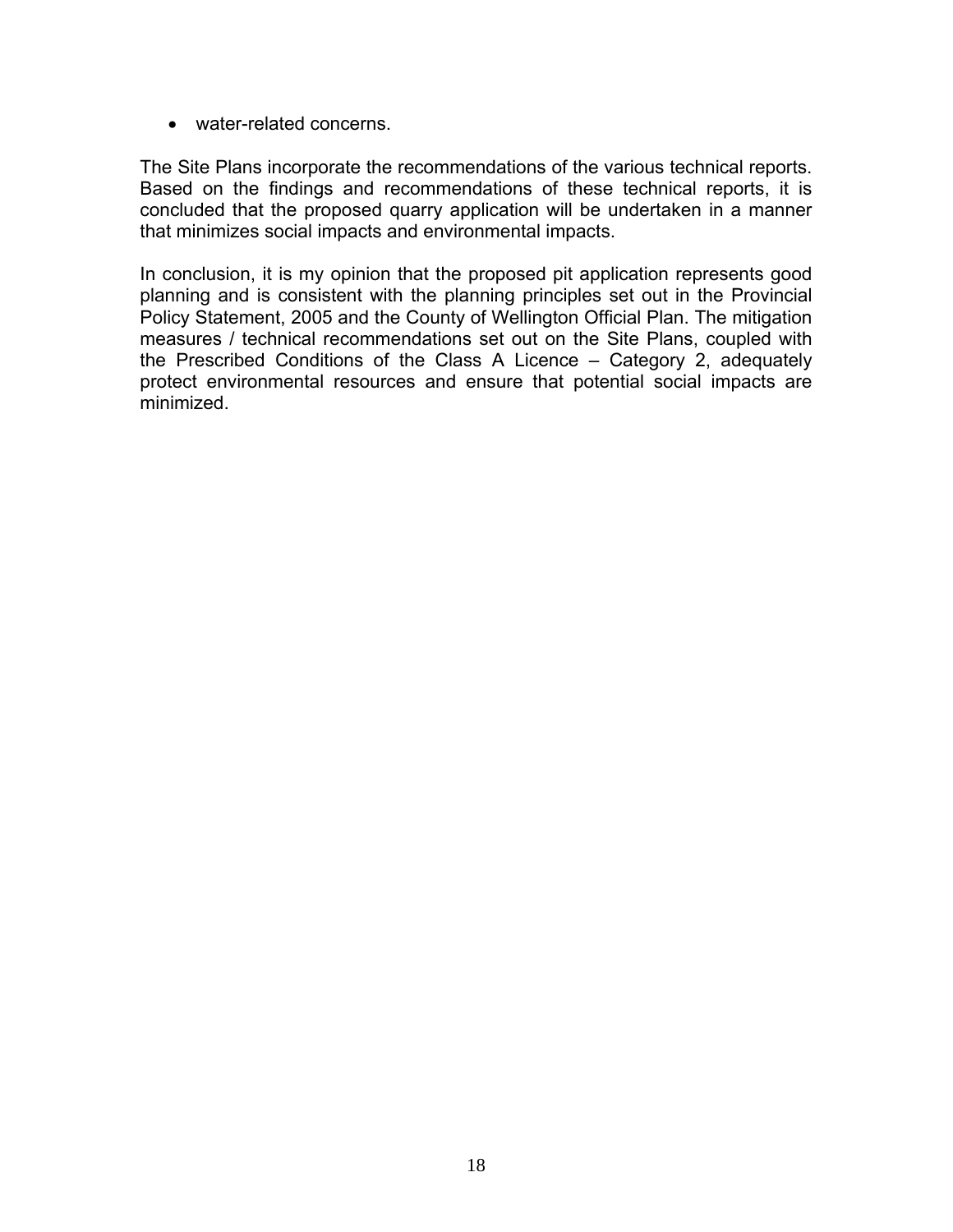- water-related concerns.

The Site Plans incorporate the recommendations of the various technical reports. Based on the findings and recommendations of these technical reports, it is concluded that the proposed quarry application will be undertaken in a manner that minimizes social impacts and environmental impacts.

In conclusion, it is my opinion that the proposed pit application represents good planning and is consistent with the planning principles set out in the Provincial Policy Statement, 2005 and the County of Wellington Official Plan. The mitigation measures / technical recommendations set out on the Site Plans, coupled with the Prescribed Conditions of the Class A Licence – Category 2, adequately protect environmental resources and ensure that potential social impacts are minimized.